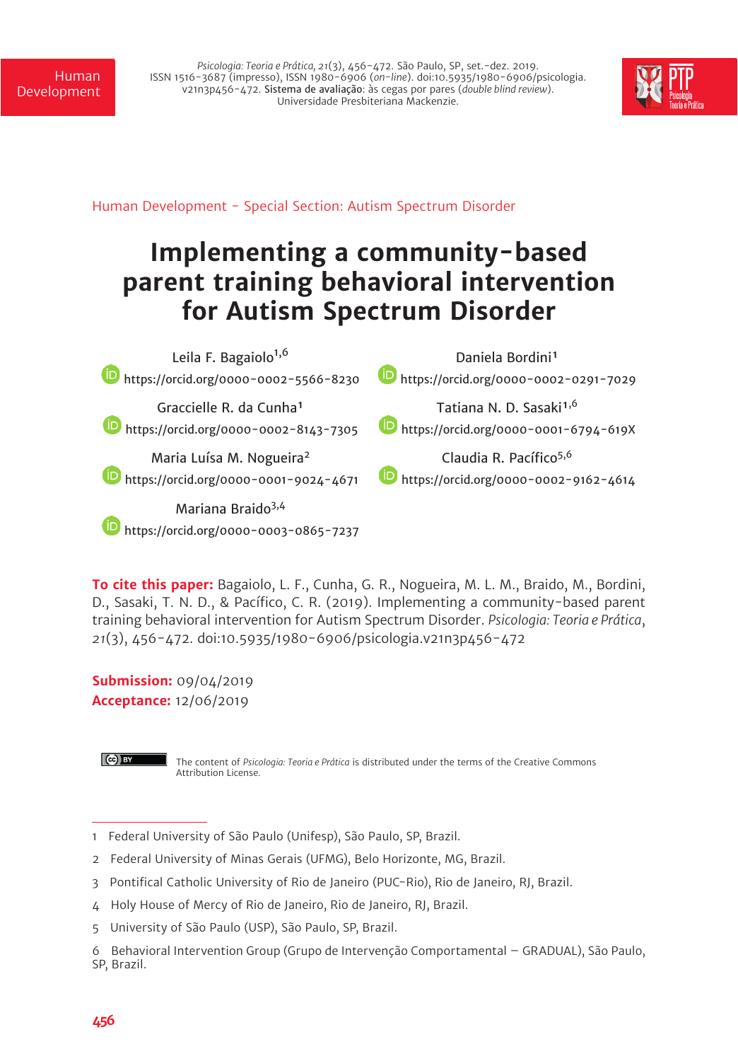Human Development – Special Section: Autism Spectrum Disorder

# Implementing a community-based parent training behavioral intervention for Autism Spectrum Disorder

Leila F. Bagaiolo[1,6]
https://orcid.org/0000-0002-5566-8230

Daniela Bordini[1]
https://orcid.org/0000-0002-0291-7029

Graccielle R. da Cunha[1]
https://orcid.org/0000-0002-8143-7305

Tatiana N. D. Sasaki[1,6]
https://orcid.org/0000-0001-6794-619X

Maria Luísa M. Nogueira[2]
https://orcid.org/0000-0001-9024-4671

Claudia R. Pacífico[5,6]
https://orcid.org/0000-0002-9162-4614

Mariana Braido[3,4]
https://orcid.org/0000-0003-0865-7237

**To cite this paper:** Bagaiolo, L. F., Cunha, G. R., Nogueira, M. L. M., Braido, M., Bordini, D., Sasaki, T. N. D., & Pacífico, C. R. (2019). Implementing a community-based parent training behavioral intervention for Autism Spectrum Disorder. *Psicologia: Teoria e Prática*, *21*(3), 456-472. doi:10.5935/1980-6906/psicologia.v21n3p456-472

**Submission:** 09/04/2019
**Acceptance:** 12/06/2019

The content of *Psicologia: Teoria e Prática* is distributed under the terms of the Creative Commons Attribution License.

1 Federal University of São Paulo (Unifesp), São Paulo, SP, Brazil.

2 Federal University of Minas Gerais (UFMG), Belo Horizonte, MG, Brazil.

3 Pontifical Catholic University of Rio de Janeiro (PUC-Rio), Rio de Janeiro, RJ, Brazil.

4 Holy House of Mercy of Rio de Janeiro, Rio de Janeiro, RJ, Brazil.

5 University of São Paulo (USP), São Paulo, SP, Brazil.

6 Behavioral Intervention Group (Grupo de Intervenção Comportamental – GRADUAL), São Paulo, SP, Brazil.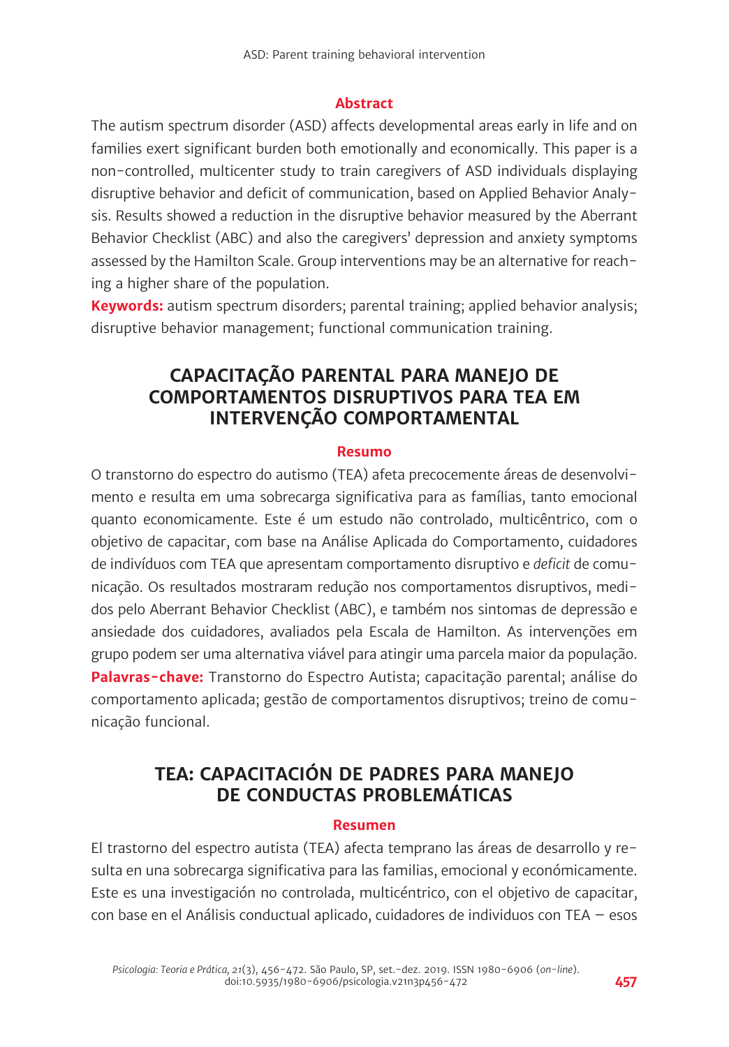## Abstract

The autism spectrum disorder (ASD) affects developmental areas early in life and on families exert significant burden both emotionally and economically. This paper is a non-controlled, multicenter study to train caregivers of ASD individuals displaying disruptive behavior and deficit of communication, based on Applied Behavior Analysis. Results showed a reduction in the disruptive behavior measured by the Aberrant Behavior Checklist (ABC) and also the caregivers' depression and anxiety symptoms assessed by the Hamilton Scale. Group interventions may be an alternative for reaching a higher share of the population.

**Keywords:** autism spectrum disorders; parental training; applied behavior analysis; disruptive behavior management; functional communication training.

# CAPACITAÇÃO PARENTAL PARA MANEJO DE COMPORTAMENTOS DISRUPTIVOS PARA TEA EM INTERVENÇÃO COMPORTAMENTAL

## Resumo

O transtorno do espectro do autismo (TEA) afeta precocemente áreas de desenvolvimento e resulta em uma sobrecarga significativa para as famílias, tanto emocional quanto economicamente. Este é um estudo não controlado, multicêntrico, com o objetivo de capacitar, com base na Análise Aplicada do Comportamento, cuidadores de indivíduos com TEA que apresentam comportamento disruptivo e *deficit* de comunicação. Os resultados mostraram redução nos comportamentos disruptivos, medidos pelo Aberrant Behavior Checklist (ABC), e também nos sintomas de depressão e ansiedade dos cuidadores, avaliados pela Escala de Hamilton. As intervenções em grupo podem ser uma alternativa viável para atingir uma parcela maior da população.

**Palavras-chave:** Transtorno do Espectro Autista; capacitação parental; análise do comportamento aplicada; gestão de comportamentos disruptivos; treino de comunicação funcional.

# TEA: CAPACITACIÓN DE PADRES PARA MANEJO DE CONDUCTAS PROBLEMÁTICAS

## Resumen

El trastorno del espectro autista (TEA) afecta temprano las áreas de desarrollo y resulta en una sobrecarga significativa para las familias, emocional y económicamente. Este es una investigación no controlada, multicéntrico, con el objetivo de capacitar, con base en el Análisis conductual aplicado, cuidadores de individuos con TEA – esos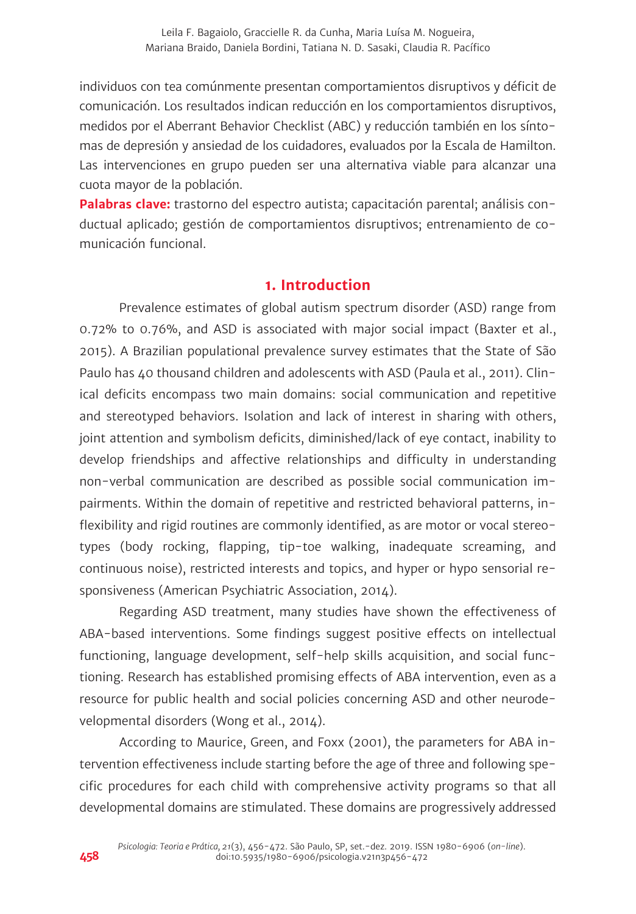individuos con tea comúnmente presentan comportamientos disruptivos y déficit de comunicación. Los resultados indican reducción en los comportamientos disruptivos, medidos por el Aberrant Behavior Checklist (ABC) y reducción también en los síntomas de depresión y ansiedad de los cuidadores, evaluados por la Escala de Hamilton. Las intervenciones en grupo pueden ser una alternativa viable para alcanzar una cuota mayor de la población.

**Palabras clave:** trastorno del espectro autista; capacitación parental; análisis conductual aplicado; gestión de comportamientos disruptivos; entrenamiento de comunicación funcional.

## 1. Introduction

Prevalence estimates of global autism spectrum disorder (ASD) range from 0.72% to 0.76%, and ASD is associated with major social impact (Baxter et al., 2015). A Brazilian populational prevalence survey estimates that the State of São Paulo has 40 thousand children and adolescents with ASD (Paula et al., 2011). Clinical deficits encompass two main domains: social communication and repetitive and stereotyped behaviors. Isolation and lack of interest in sharing with others, joint attention and symbolism deficits, diminished/lack of eye contact, inability to develop friendships and affective relationships and difficulty in understanding non-verbal communication are described as possible social communication impairments. Within the domain of repetitive and restricted behavioral patterns, inflexibility and rigid routines are commonly identified, as are motor or vocal stereotypes (body rocking, flapping, tip-toe walking, inadequate screaming, and continuous noise), restricted interests and topics, and hyper or hypo sensorial responsiveness (American Psychiatric Association, 2014).

Regarding ASD treatment, many studies have shown the effectiveness of ABA-based interventions. Some findings suggest positive effects on intellectual functioning, language development, self-help skills acquisition, and social functioning. Research has established promising effects of ABA intervention, even as a resource for public health and social policies concerning ASD and other neurodevelopmental disorders (Wong et al., 2014).

According to Maurice, Green, and Foxx (2001), the parameters for ABA intervention effectiveness include starting before the age of three and following specific procedures for each child with comprehensive activity programs so that all developmental domains are stimulated. These domains are progressively addressed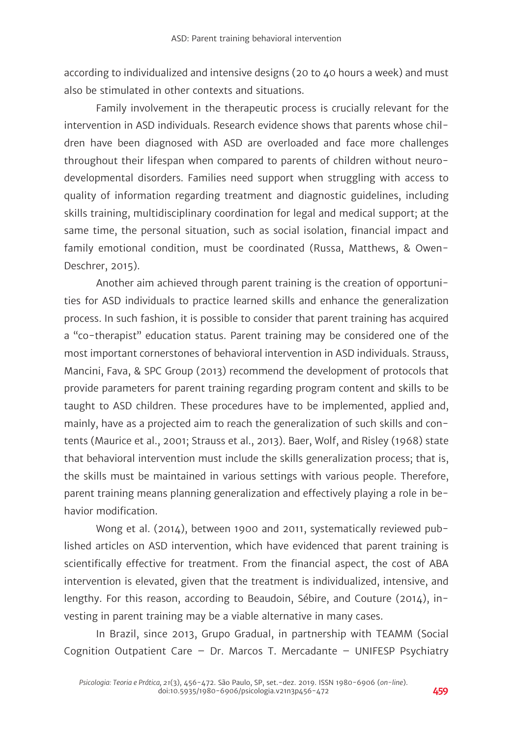according to individualized and intensive designs (20 to 40 hours a week) and must also be stimulated in other contexts and situations.

Family involvement in the therapeutic process is crucially relevant for the intervention in ASD individuals. Research evidence shows that parents whose children have been diagnosed with ASD are overloaded and face more challenges throughout their lifespan when compared to parents of children without neurodevelopmental disorders. Families need support when struggling with access to quality of information regarding treatment and diagnostic guidelines, including skills training, multidisciplinary coordination for legal and medical support; at the same time, the personal situation, such as social isolation, financial impact and family emotional condition, must be coordinated (Russa, Matthews, & Owen-Deschrer, 2015).

Another aim achieved through parent training is the creation of opportunities for ASD individuals to practice learned skills and enhance the generalization process. In such fashion, it is possible to consider that parent training has acquired a "co-therapist" education status. Parent training may be considered one of the most important cornerstones of behavioral intervention in ASD individuals. Strauss, Mancini, Fava, & SPC Group (2013) recommend the development of protocols that provide parameters for parent training regarding program content and skills to be taught to ASD children. These procedures have to be implemented, applied and, mainly, have as a projected aim to reach the generalization of such skills and contents (Maurice et al., 2001; Strauss et al., 2013). Baer, Wolf, and Risley (1968) state that behavioral intervention must include the skills generalization process; that is, the skills must be maintained in various settings with various people. Therefore, parent training means planning generalization and effectively playing a role in behavior modification.

Wong et al. (2014), between 1900 and 2011, systematically reviewed published articles on ASD intervention, which have evidenced that parent training is scientifically effective for treatment. From the financial aspect, the cost of ABA intervention is elevated, given that the treatment is individualized, intensive, and lengthy. For this reason, according to Beaudoin, Sébire, and Couture (2014), investing in parent training may be a viable alternative in many cases.

In Brazil, since 2013, Grupo Gradual, in partnership with TEAMM (Social Cognition Outpatient Care – Dr. Marcos T. Mercadante – UNIFESP Psychiatry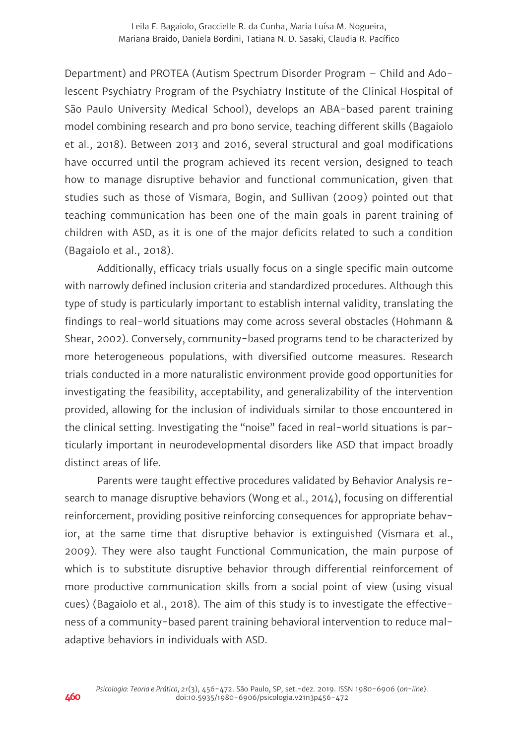Department) and PROTEA (Autism Spectrum Disorder Program – Child and Adolescent Psychiatry Program of the Psychiatry Institute of the Clinical Hospital of São Paulo University Medical School), develops an ABA-based parent training model combining research and pro bono service, teaching different skills (Bagaiolo et al., 2018). Between 2013 and 2016, several structural and goal modifications have occurred until the program achieved its recent version, designed to teach how to manage disruptive behavior and functional communication, given that studies such as those of Vismara, Bogin, and Sullivan (2009) pointed out that teaching communication has been one of the main goals in parent training of children with ASD, as it is one of the major deficits related to such a condition (Bagaiolo et al., 2018).

Additionally, efficacy trials usually focus on a single specific main outcome with narrowly defined inclusion criteria and standardized procedures. Although this type of study is particularly important to establish internal validity, translating the findings to real-world situations may come across several obstacles (Hohmann & Shear, 2002). Conversely, community-based programs tend to be characterized by more heterogeneous populations, with diversified outcome measures. Research trials conducted in a more naturalistic environment provide good opportunities for investigating the feasibility, acceptability, and generalizability of the intervention provided, allowing for the inclusion of individuals similar to those encountered in the clinical setting. Investigating the "noise" faced in real-world situations is particularly important in neurodevelopmental disorders like ASD that impact broadly distinct areas of life.

Parents were taught effective procedures validated by Behavior Analysis research to manage disruptive behaviors (Wong et al., 2014), focusing on differential reinforcement, providing positive reinforcing consequences for appropriate behavior, at the same time that disruptive behavior is extinguished (Vismara et al., 2009). They were also taught Functional Communication, the main purpose of which is to substitute disruptive behavior through differential reinforcement of more productive communication skills from a social point of view (using visual cues) (Bagaiolo et al., 2018). The aim of this study is to investigate the effectiveness of a community-based parent training behavioral intervention to reduce maladaptive behaviors in individuals with ASD.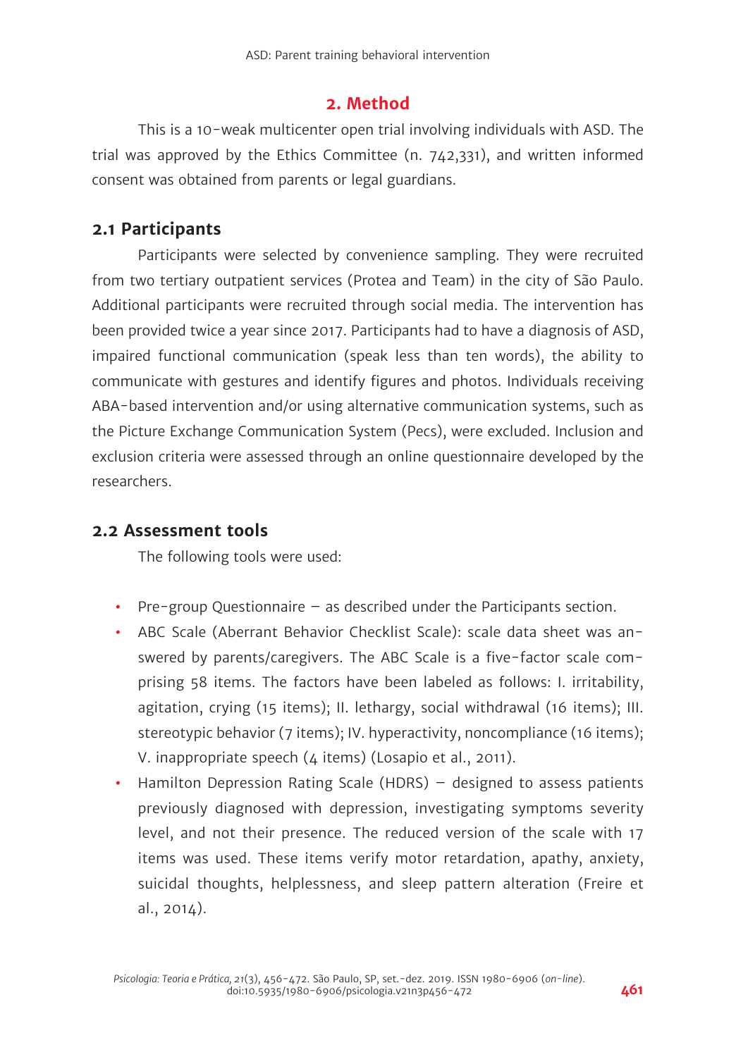## 2. Method

This is a 10-weak multicenter open trial involving individuals with ASD. The trial was approved by the Ethics Committee (n. 742,331), and written informed consent was obtained from parents or legal guardians.

### 2.1 Participants

Participants were selected by convenience sampling. They were recruited from two tertiary outpatient services (Protea and Team) in the city of São Paulo. Additional participants were recruited through social media. The intervention has been provided twice a year since 2017. Participants had to have a diagnosis of ASD, impaired functional communication (speak less than ten words), the ability to communicate with gestures and identify figures and photos. Individuals receiving ABA-based intervention and/or using alternative communication systems, such as the Picture Exchange Communication System (Pecs), were excluded. Inclusion and exclusion criteria were assessed through an online questionnaire developed by the researchers.

### 2.2 Assessment tools

The following tools were used:

- Pre-group Questionnaire – as described under the Participants section.
- ABC Scale (Aberrant Behavior Checklist Scale): scale data sheet was answered by parents/caregivers. The ABC Scale is a five-factor scale comprising 58 items. The factors have been labeled as follows: I. irritability, agitation, crying (15 items); II. lethargy, social withdrawal (16 items); III. stereotypic behavior (7 items); IV. hyperactivity, noncompliance (16 items); V. inappropriate speech (4 items) (Losapio et al., 2011).
- Hamilton Depression Rating Scale (HDRS) – designed to assess patients previously diagnosed with depression, investigating symptoms severity level, and not their presence. The reduced version of the scale with 17 items was used. These items verify motor retardation, apathy, anxiety, suicidal thoughts, helplessness, and sleep pattern alteration (Freire et al., 2014).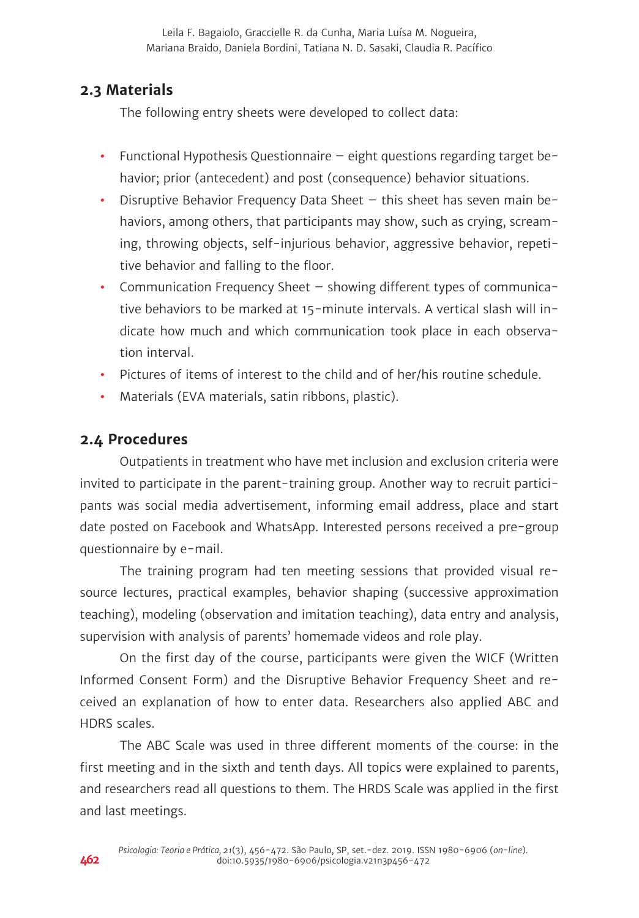## 2.3 Materials

The following entry sheets were developed to collect data:

- Functional Hypothesis Questionnaire – eight questions regarding target behavior; prior (antecedent) and post (consequence) behavior situations.
- Disruptive Behavior Frequency Data Sheet – this sheet has seven main behaviors, among others, that participants may show, such as crying, screaming, throwing objects, self-injurious behavior, aggressive behavior, repetitive behavior and falling to the floor.
- Communication Frequency Sheet – showing different types of communicative behaviors to be marked at 15-minute intervals. A vertical slash will indicate how much and which communication took place in each observation interval.
- Pictures of items of interest to the child and of her/his routine schedule.
- Materials (EVA materials, satin ribbons, plastic).

## 2.4 Procedures

Outpatients in treatment who have met inclusion and exclusion criteria were invited to participate in the parent-training group. Another way to recruit participants was social media advertisement, informing email address, place and start date posted on Facebook and WhatsApp. Interested persons received a pre-group questionnaire by e-mail.

The training program had ten meeting sessions that provided visual resource lectures, practical examples, behavior shaping (successive approximation teaching), modeling (observation and imitation teaching), data entry and analysis, supervision with analysis of parents' homemade videos and role play.

On the first day of the course, participants were given the WICF (Written Informed Consent Form) and the Disruptive Behavior Frequency Sheet and received an explanation of how to enter data. Researchers also applied ABC and HDRS scales.

The ABC Scale was used in three different moments of the course: in the first meeting and in the sixth and tenth days. All topics were explained to parents, and researchers read all questions to them. The HRDS Scale was applied in the first and last meetings.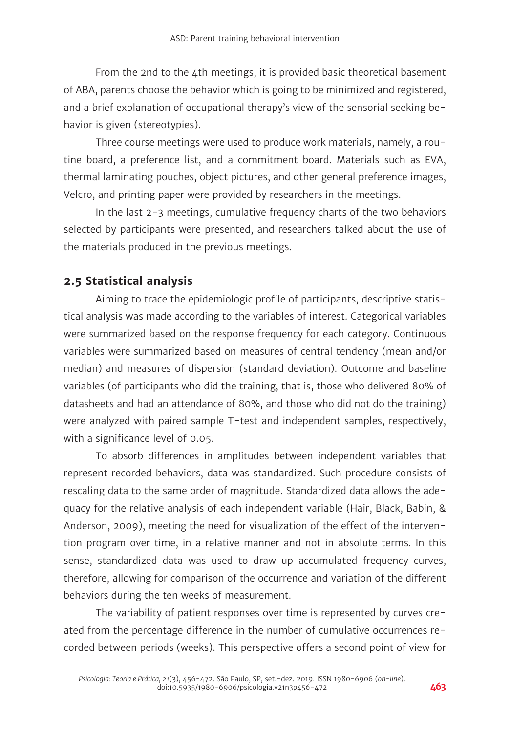From the 2nd to the 4th meetings, it is provided basic theoretical basement of ABA, parents choose the behavior which is going to be minimized and registered, and a brief explanation of occupational therapy's view of the sensorial seeking behavior is given (stereotypies).

Three course meetings were used to produce work materials, namely, a routine board, a preference list, and a commitment board. Materials such as EVA, thermal laminating pouches, object pictures, and other general preference images, Velcro, and printing paper were provided by researchers in the meetings.

In the last 2-3 meetings, cumulative frequency charts of the two behaviors selected by participants were presented, and researchers talked about the use of the materials produced in the previous meetings.

## 2.5 Statistical analysis

Aiming to trace the epidemiologic profile of participants, descriptive statistical analysis was made according to the variables of interest. Categorical variables were summarized based on the response frequency for each category. Continuous variables were summarized based on measures of central tendency (mean and/or median) and measures of dispersion (standard deviation). Outcome and baseline variables (of participants who did the training, that is, those who delivered 80% of datasheets and had an attendance of 80%, and those who did not do the training) were analyzed with paired sample T-test and independent samples, respectively, with a significance level of 0.05.

To absorb differences in amplitudes between independent variables that represent recorded behaviors, data was standardized. Such procedure consists of rescaling data to the same order of magnitude. Standardized data allows the adequacy for the relative analysis of each independent variable (Hair, Black, Babin, & Anderson, 2009), meeting the need for visualization of the effect of the intervention program over time, in a relative manner and not in absolute terms. In this sense, standardized data was used to draw up accumulated frequency curves, therefore, allowing for comparison of the occurrence and variation of the different behaviors during the ten weeks of measurement.

The variability of patient responses over time is represented by curves created from the percentage difference in the number of cumulative occurrences recorded between periods (weeks). This perspective offers a second point of view for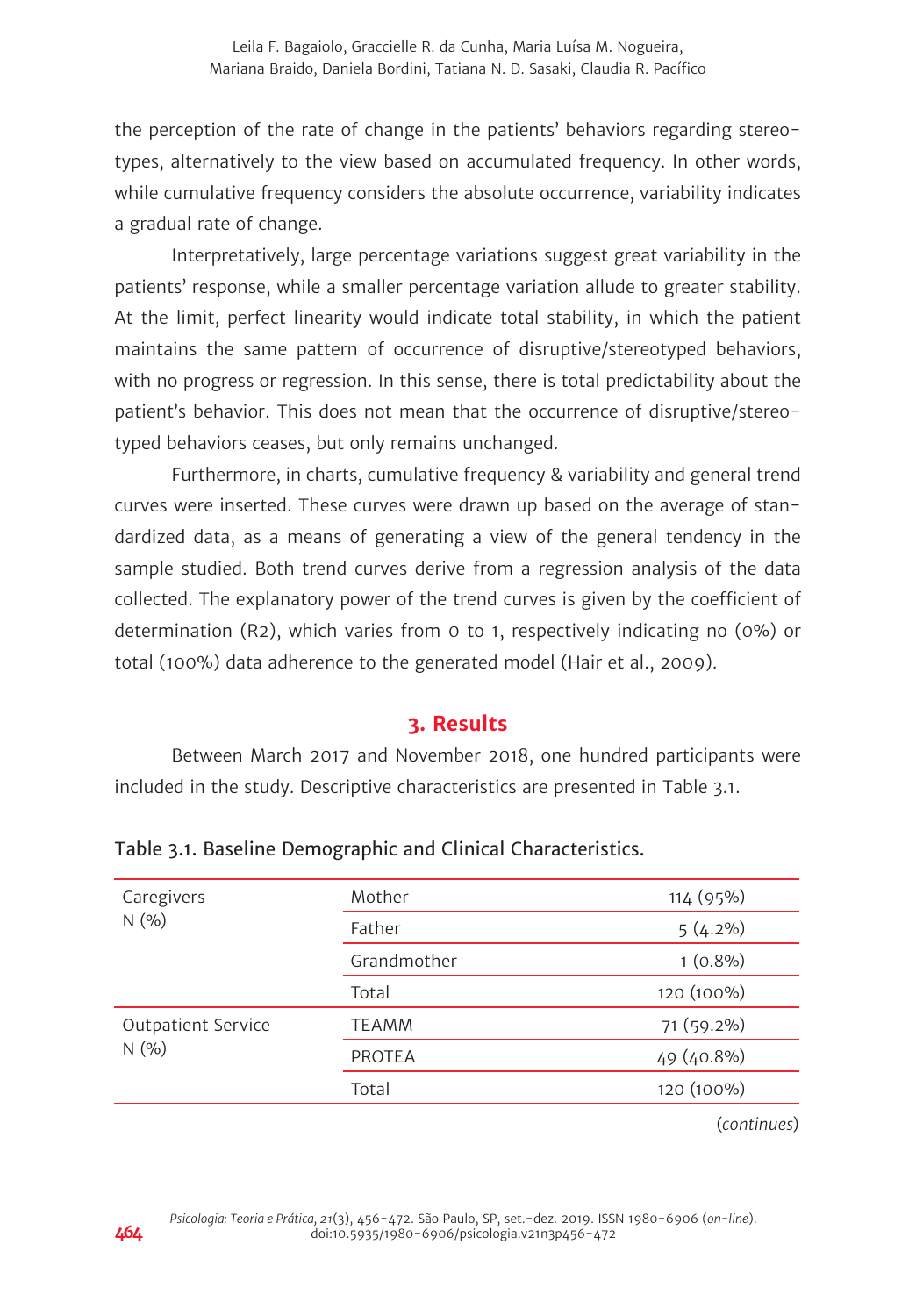the perception of the rate of change in the patients' behaviors regarding stereotypes, alternatively to the view based on accumulated frequency. In other words, while cumulative frequency considers the absolute occurrence, variability indicates a gradual rate of change.

Interpretatively, large percentage variations suggest great variability in the patients' response, while a smaller percentage variation allude to greater stability. At the limit, perfect linearity would indicate total stability, in which the patient maintains the same pattern of occurrence of disruptive/stereotyped behaviors, with no progress or regression. In this sense, there is total predictability about the patient's behavior. This does not mean that the occurrence of disruptive/stereotyped behaviors ceases, but only remains unchanged.

Furthermore, in charts, cumulative frequency & variability and general trend curves were inserted. These curves were drawn up based on the average of standardized data, as a means of generating a view of the general tendency in the sample studied. Both trend curves derive from a regression analysis of the data collected. The explanatory power of the trend curves is given by the coefficient of determination (R2), which varies from 0 to 1, respectively indicating no (0%) or total (100%) data adherence to the generated model (Hair et al., 2009).

## 3. Results

Between March 2017 and November 2018, one hundred participants were included in the study. Descriptive characteristics are presented in Table 3.1.

Table 3.1. Baseline Demographic and Clinical Characteristics.

| | | |
|---|---|---|
| Caregivers N (%) | Mother | 114 (95%) |
| | Father | 5 (4.2%) |
| | Grandmother | 1 (0.8%) |
| | Total | 120 (100%) |
| Outpatient Service N (%) | TEAMM | 71 (59.2%) |
| | PROTEA | 49 (40.8%) |
| | Total | 120 (100%) |

(*continues*)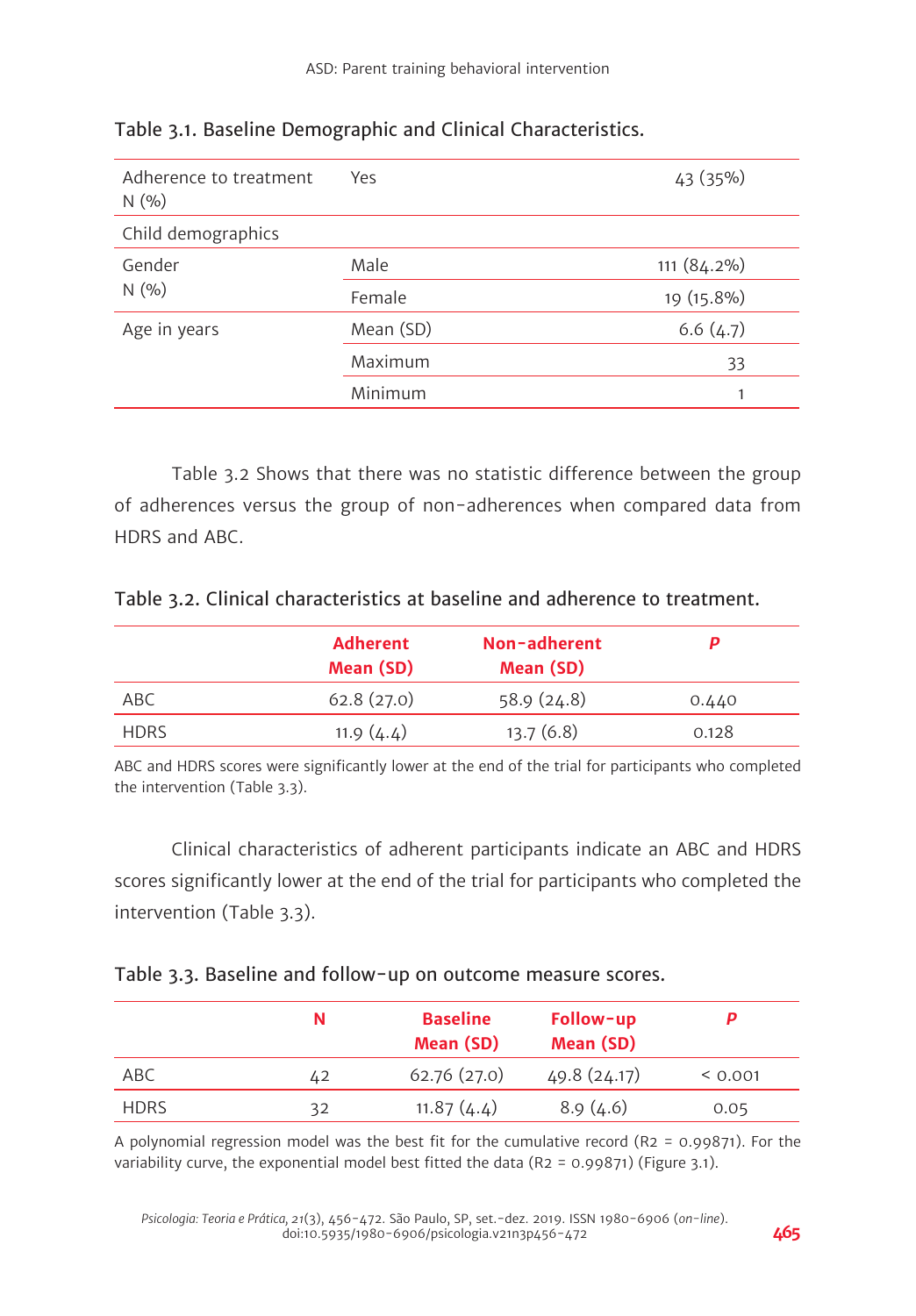Table 3.1. Baseline Demographic and Clinical Characteristics.

| | | |
|---|---|---|
| Adherence to treatment N (%) | Yes | 43 (35%) |
| Child demographics | | |
| Gender N (%) | Male | 111 (84.2%) |
| | Female | 19 (15.8%) |
| Age in years | Mean (SD) | 6.6 (4.7) |
| | Maximum | 33 |
| | Minimum | 1 |

Table 3.2 Shows that there was no statistic difference between the group of adherences versus the group of non-adherences when compared data from HDRS and ABC.

Table 3.2. Clinical characteristics at baseline and adherence to treatment.

| | Adherent Mean (SD) | Non-adherent Mean (SD) | *P* |
|---|---|---|---|
| ABC | 62.8 (27.0) | 58.9 (24.8) | 0.440 |
| HDRS | 11.9 (4.4) | 13.7 (6.8) | 0.128 |

ABC and HDRS scores were significantly lower at the end of the trial for participants who completed the intervention (Table 3.3).

Clinical characteristics of adherent participants indicate an ABC and HDRS scores significantly lower at the end of the trial for participants who completed the intervention (Table 3.3).

Table 3.3. Baseline and follow-up on outcome measure scores.

| | N | Baseline Mean (SD) | Follow-up Mean (SD) | *P* |
|---|---|---|---|---|
| ABC | 42 | 62.76 (27.0) | 49.8 (24.17) | < 0.001 |
| HDRS | 32 | 11.87 (4.4) | 8.9 (4.6) | 0.05 |

A polynomial regression model was the best fit for the cumulative record (R2 = 0.99871). For the variability curve, the exponential model best fitted the data (R2 = 0.99871) (Figure 3.1).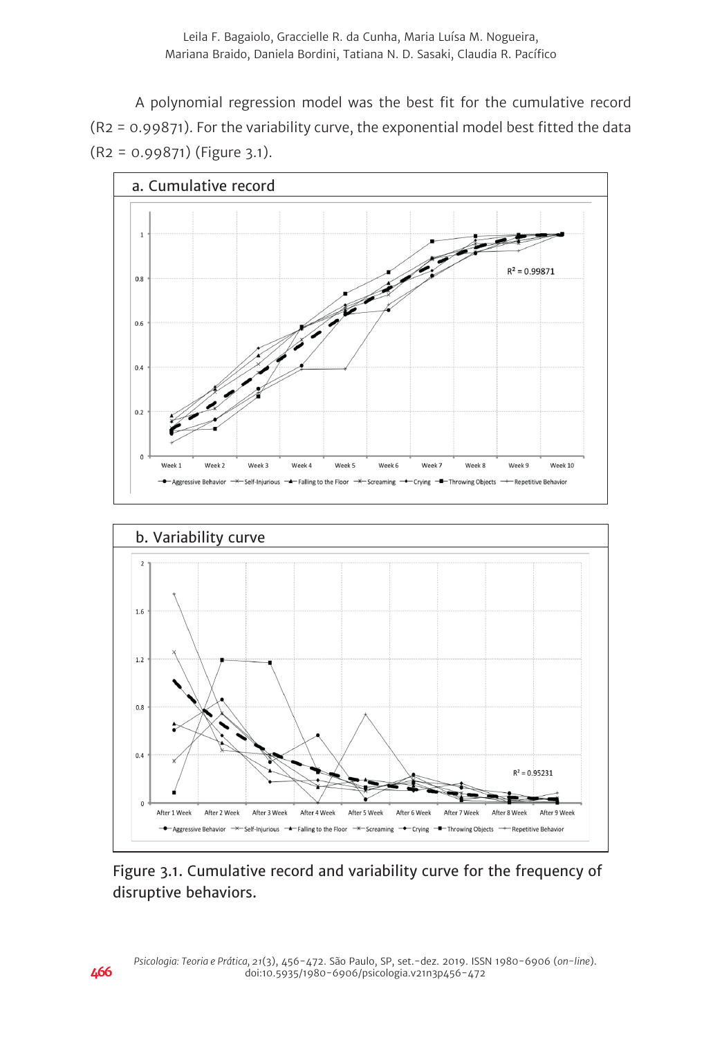A polynomial regression model was the best fit for the cumulative record (R2 = 0.99871). For the variability curve, the exponential model best fitted the data (R2 = 0.99871) (Figure 3.1).

a. Cumulative record

b. Variability curve

Figure 3.1. Cumulative record and variability curve for the frequency of disruptive behaviors.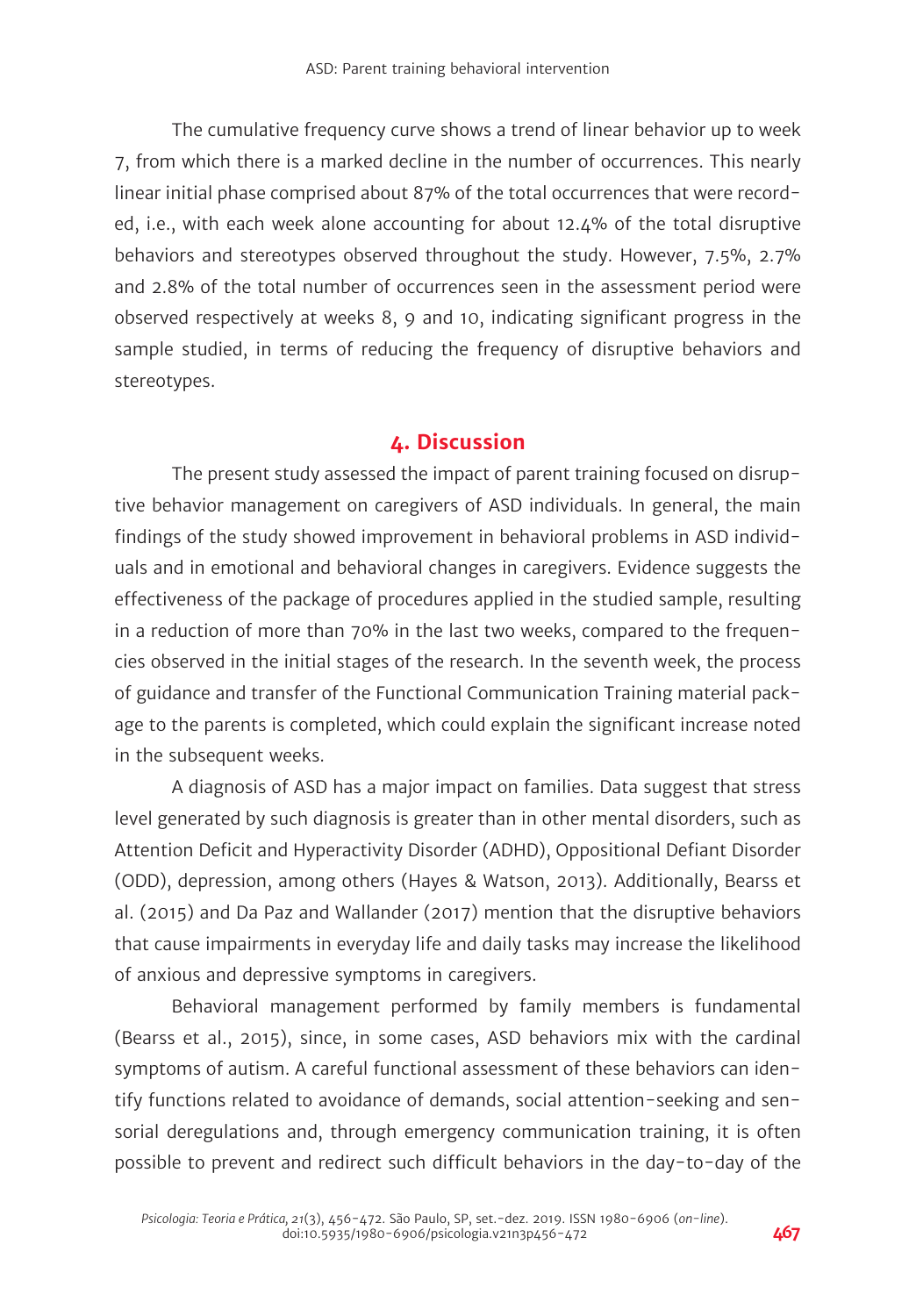The cumulative frequency curve shows a trend of linear behavior up to week 7, from which there is a marked decline in the number of occurrences. This nearly linear initial phase comprised about 87% of the total occurrences that were recorded, i.e., with each week alone accounting for about 12.4% of the total disruptive behaviors and stereotypes observed throughout the study. However, 7.5%, 2.7% and 2.8% of the total number of occurrences seen in the assessment period were observed respectively at weeks 8, 9 and 10, indicating significant progress in the sample studied, in terms of reducing the frequency of disruptive behaviors and stereotypes.

## 4. Discussion

The present study assessed the impact of parent training focused on disruptive behavior management on caregivers of ASD individuals. In general, the main findings of the study showed improvement in behavioral problems in ASD individuals and in emotional and behavioral changes in caregivers. Evidence suggests the effectiveness of the package of procedures applied in the studied sample, resulting in a reduction of more than 70% in the last two weeks, compared to the frequencies observed in the initial stages of the research. In the seventh week, the process of guidance and transfer of the Functional Communication Training material package to the parents is completed, which could explain the significant increase noted in the subsequent weeks.

A diagnosis of ASD has a major impact on families. Data suggest that stress level generated by such diagnosis is greater than in other mental disorders, such as Attention Deficit and Hyperactivity Disorder (ADHD), Oppositional Defiant Disorder (ODD), depression, among others (Hayes & Watson, 2013). Additionally, Bearss et al. (2015) and Da Paz and Wallander (2017) mention that the disruptive behaviors that cause impairments in everyday life and daily tasks may increase the likelihood of anxious and depressive symptoms in caregivers.

Behavioral management performed by family members is fundamental (Bearss et al., 2015), since, in some cases, ASD behaviors mix with the cardinal symptoms of autism. A careful functional assessment of these behaviors can identify functions related to avoidance of demands, social attention-seeking and sensorial deregulations and, through emergency communication training, it is often possible to prevent and redirect such difficult behaviors in the day-to-day of the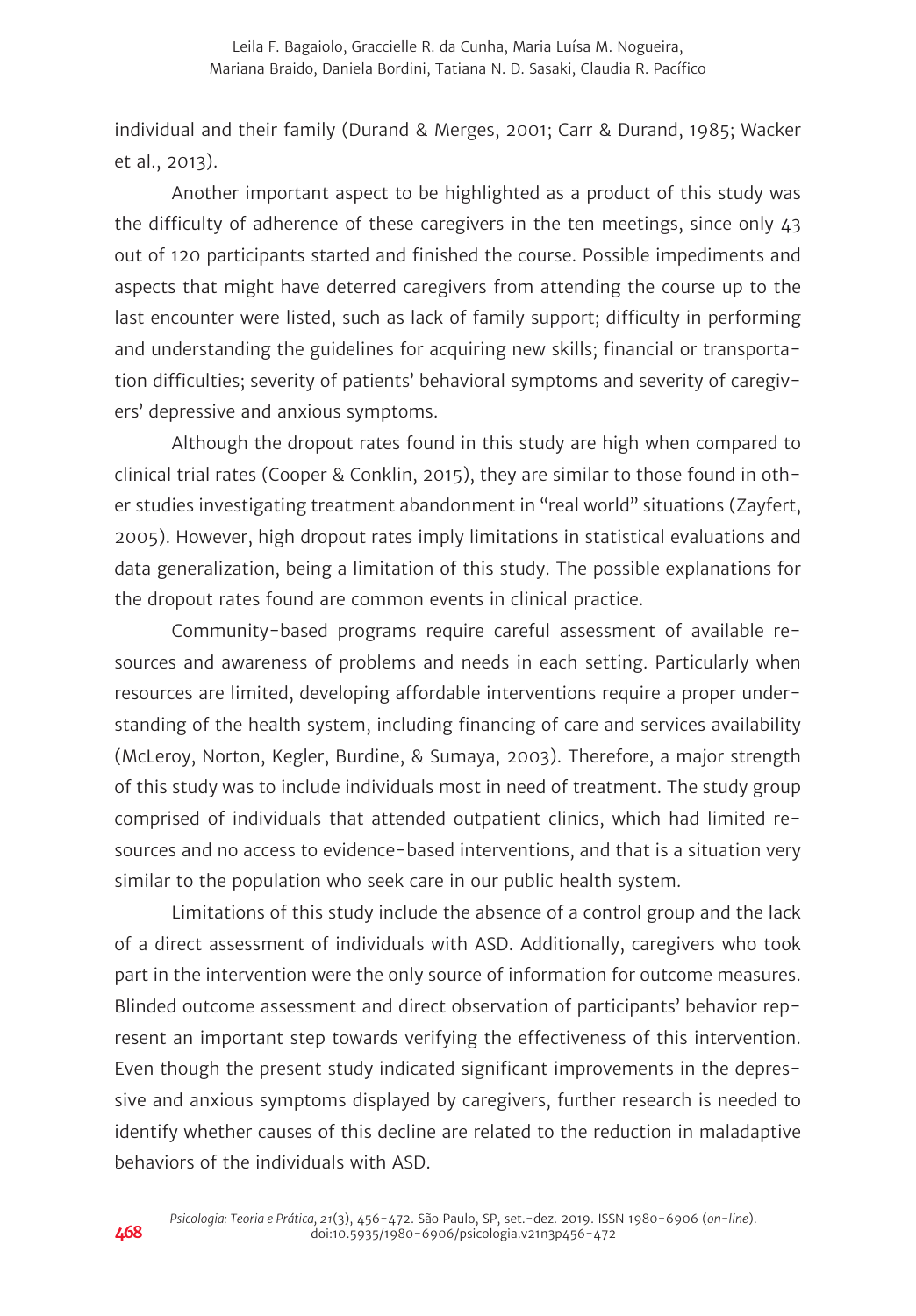individual and their family (Durand & Merges, 2001; Carr & Durand, 1985; Wacker et al., 2013).

Another important aspect to be highlighted as a product of this study was the difficulty of adherence of these caregivers in the ten meetings, since only 43 out of 120 participants started and finished the course. Possible impediments and aspects that might have deterred caregivers from attending the course up to the last encounter were listed, such as lack of family support; difficulty in performing and understanding the guidelines for acquiring new skills; financial or transportation difficulties; severity of patients' behavioral symptoms and severity of caregivers' depressive and anxious symptoms.

Although the dropout rates found in this study are high when compared to clinical trial rates (Cooper & Conklin, 2015), they are similar to those found in other studies investigating treatment abandonment in "real world" situations (Zayfert, 2005). However, high dropout rates imply limitations in statistical evaluations and data generalization, being a limitation of this study. The possible explanations for the dropout rates found are common events in clinical practice.

Community-based programs require careful assessment of available resources and awareness of problems and needs in each setting. Particularly when resources are limited, developing affordable interventions require a proper understanding of the health system, including financing of care and services availability (McLeroy, Norton, Kegler, Burdine, & Sumaya, 2003). Therefore, a major strength of this study was to include individuals most in need of treatment. The study group comprised of individuals that attended outpatient clinics, which had limited resources and no access to evidence-based interventions, and that is a situation very similar to the population who seek care in our public health system.

Limitations of this study include the absence of a control group and the lack of a direct assessment of individuals with ASD. Additionally, caregivers who took part in the intervention were the only source of information for outcome measures. Blinded outcome assessment and direct observation of participants' behavior represent an important step towards verifying the effectiveness of this intervention. Even though the present study indicated significant improvements in the depressive and anxious symptoms displayed by caregivers, further research is needed to identify whether causes of this decline are related to the reduction in maladaptive behaviors of the individuals with ASD.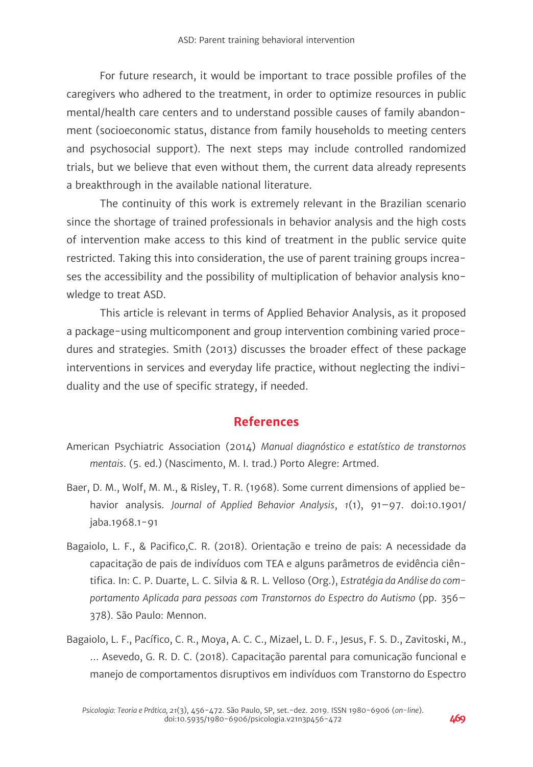For future research, it would be important to trace possible profiles of the caregivers who adhered to the treatment, in order to optimize resources in public mental/health care centers and to understand possible causes of family abandonment (socioeconomic status, distance from family households to meeting centers and psychosocial support). The next steps may include controlled randomized trials, but we believe that even without them, the current data already represents a breakthrough in the available national literature.

The continuity of this work is extremely relevant in the Brazilian scenario since the shortage of trained professionals in behavior analysis and the high costs of intervention make access to this kind of treatment in the public service quite restricted. Taking this into consideration, the use of parent training groups increases the accessibility and the possibility of multiplication of behavior analysis knowledge to treat ASD.

This article is relevant in terms of Applied Behavior Analysis, as it proposed a package-using multicomponent and group intervention combining varied procedures and strategies. Smith (2013) discusses the broader effect of these package interventions in services and everyday life practice, without neglecting the individuality and the use of specific strategy, if needed.

## References

American Psychiatric Association (2014) *Manual diagnóstico e estatístico de transtornos mentais*. (5. ed.) (Nascimento, M. I. trad.) Porto Alegre: Artmed.

Baer, D. M., Wolf, M. M., & Risley, T. R. (1968). Some current dimensions of applied behavior analysis. *Journal of Applied Behavior Analysis*, *1*(1), 91–97. doi:10.1901/jaba.1968.1-91

Bagaiolo, L. F., & Pacifico,C. R. (2018). Orientação e treino de pais: A necessidade da capacitação de pais de indivíduos com TEA e alguns parâmetros de evidência científica. In: C. P. Duarte, L. C. Silvia & R. L. Velloso (Org.), *Estratégia da Análise do comportamento Aplicada para pessoas com Transtornos do Espectro do Autismo* (pp. 356–378). São Paulo: Mennon.

Bagaiolo, L. F., Pacífico, C. R., Moya, A. C. C., Mizael, L. D. F., Jesus, F. S. D., Zavitoski, M., ... Asevedo, G. R. D. C. (2018). Capacitação parental para comunicação funcional e manejo de comportamentos disruptivos em indivíduos com Transtorno do Espectro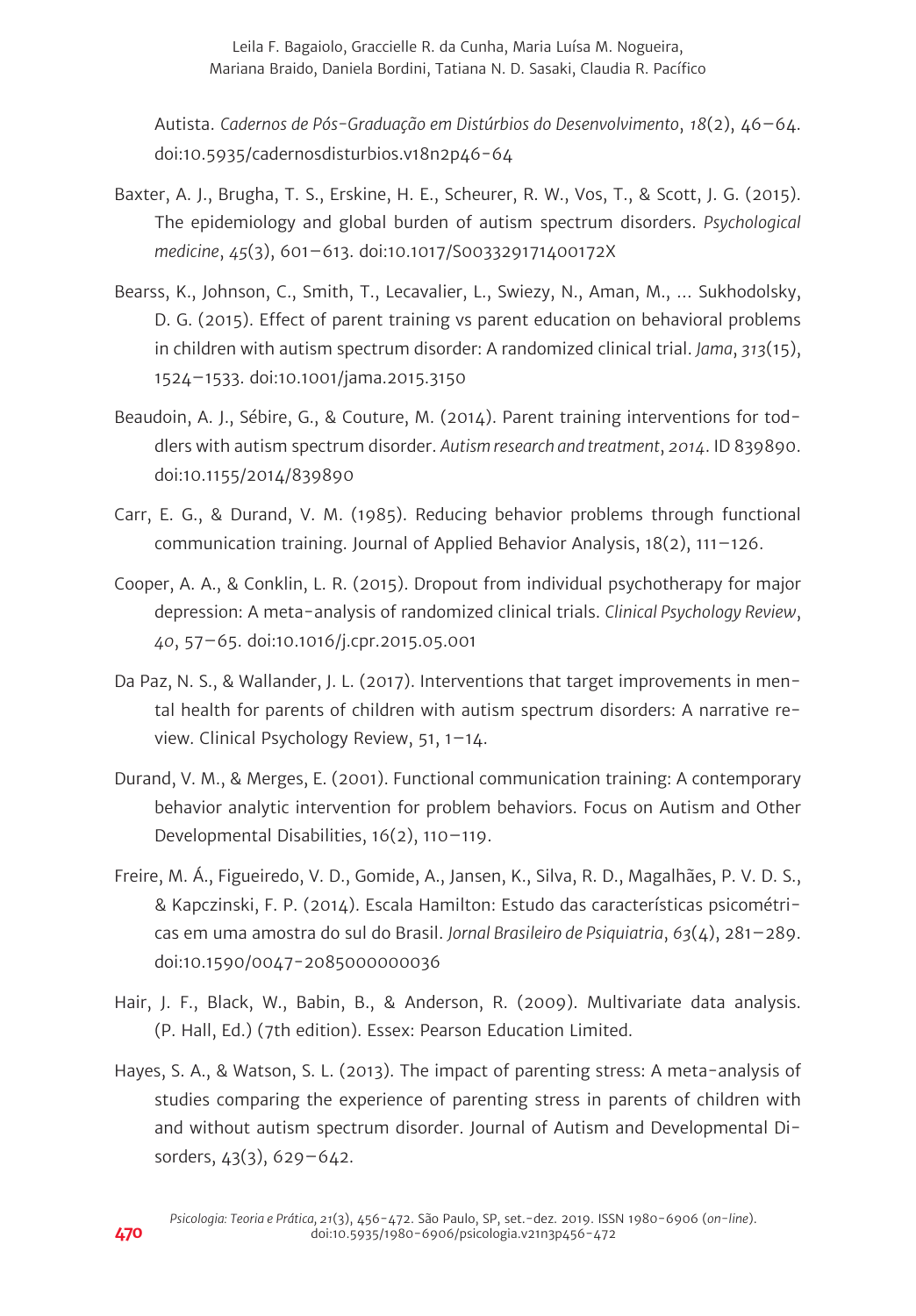Autista. *Cadernos de Pós-Graduação em Distúrbios do Desenvolvimento*, *18*(2), 46–64. doi:10.5935/cadernosdisturbios.v18n2p46-64

Baxter, A. J., Brugha, T. S., Erskine, H. E., Scheurer, R. W., Vos, T., & Scott, J. G. (2015). The epidemiology and global burden of autism spectrum disorders. *Psychological medicine*, *45*(3), 601–613. doi:10.1017/S003329171400172X

Bearss, K., Johnson, C., Smith, T., Lecavalier, L., Swiezy, N., Aman, M., ... Sukhodolsky, D. G. (2015). Effect of parent training vs parent education on behavioral problems in children with autism spectrum disorder: A randomized clinical trial. *Jama*, *313*(15), 1524–1533. doi:10.1001/jama.2015.3150

Beaudoin, A. J., Sébire, G., & Couture, M. (2014). Parent training interventions for toddlers with autism spectrum disorder. *Autism research and treatment*, *2014*. ID 839890. doi:10.1155/2014/839890

Carr, E. G., & Durand, V. M. (1985). Reducing behavior problems through functional communication training. Journal of Applied Behavior Analysis, 18(2), 111–126.

Cooper, A. A., & Conklin, L. R. (2015). Dropout from individual psychotherapy for major depression: A meta-analysis of randomized clinical trials. *Clinical Psychology Review*, *40*, 57–65. doi:10.1016/j.cpr.2015.05.001

Da Paz, N. S., & Wallander, J. L. (2017). Interventions that target improvements in mental health for parents of children with autism spectrum disorders: A narrative review. Clinical Psychology Review, 51, 1–14.

Durand, V. M., & Merges, E. (2001). Functional communication training: A contemporary behavior analytic intervention for problem behaviors. Focus on Autism and Other Developmental Disabilities, 16(2), 110–119.

Freire, M. Á., Figueiredo, V. D., Gomide, A., Jansen, K., Silva, R. D., Magalhães, P. V. D. S., & Kapczinski, F. P. (2014). Escala Hamilton: Estudo das características psicométricas em uma amostra do sul do Brasil. *Jornal Brasileiro de Psiquiatria*, *63*(4), 281–289. doi:10.1590/0047-2085000000036

Hair, J. F., Black, W., Babin, B., & Anderson, R. (2009). Multivariate data analysis. (P. Hall, Ed.) (7th edition). Essex: Pearson Education Limited.

Hayes, S. A., & Watson, S. L. (2013). The impact of parenting stress: A meta-analysis of studies comparing the experience of parenting stress in parents of children with and without autism spectrum disorder. Journal of Autism and Developmental Disorders, 43(3), 629–642.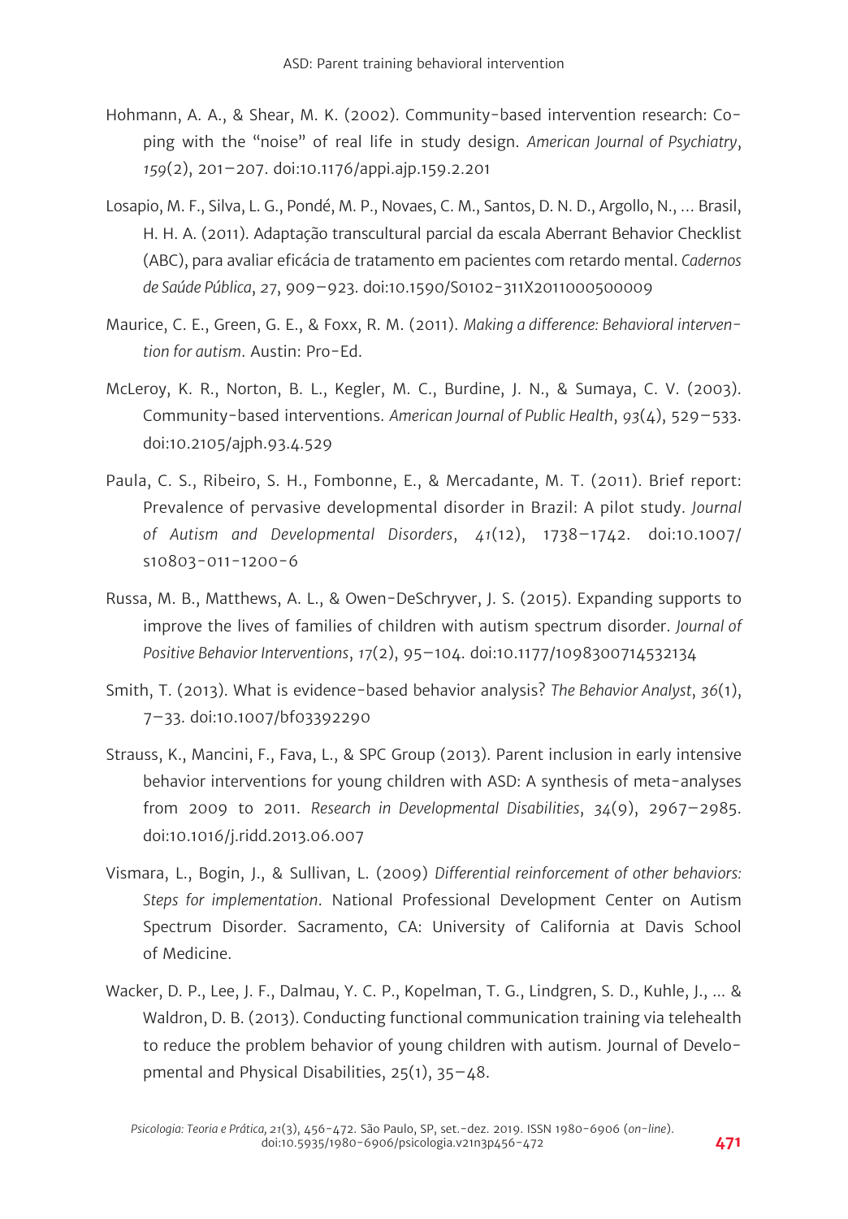Hohmann, A. A., & Shear, M. K. (2002). Community-based intervention research: Coping with the "noise" of real life in study design. *American Journal of Psychiatry*, *159*(2), 201–207. doi:10.1176/appi.ajp.159.2.201

Losapio, M. F., Silva, L. G., Pondé, M. P., Novaes, C. M., Santos, D. N. D., Argollo, N., ... Brasil, H. H. A. (2011). Adaptação transcultural parcial da escala Aberrant Behavior Checklist (ABC), para avaliar eficácia de tratamento em pacientes com retardo mental. *Cadernos de Saúde Pública*, *27*, 909–923. doi:10.1590/S0102-311X2011000500009

Maurice, C. E., Green, G. E., & Foxx, R. M. (2011). *Making a difference: Behavioral intervention for autism*. Austin: Pro-Ed.

McLeroy, K. R., Norton, B. L., Kegler, M. C., Burdine, J. N., & Sumaya, C. V. (2003). Community-based interventions. *American Journal of Public Health*, *93*(4), 529–533. doi:10.2105/ajph.93.4.529

Paula, C. S., Ribeiro, S. H., Fombonne, E., & Mercadante, M. T. (2011). Brief report: Prevalence of pervasive developmental disorder in Brazil: A pilot study. *Journal of Autism and Developmental Disorders*, *41*(12), 1738–1742. doi:10.1007/s10803-011-1200-6

Russa, M. B., Matthews, A. L., & Owen-DeSchryver, J. S. (2015). Expanding supports to improve the lives of families of children with autism spectrum disorder. *Journal of Positive Behavior Interventions*, *17*(2), 95–104. doi:10.1177/1098300714532134

Smith, T. (2013). What is evidence-based behavior analysis? *The Behavior Analyst*, *36*(1), 7–33. doi:10.1007/bf03392290

Strauss, K., Mancini, F., Fava, L., & SPC Group (2013). Parent inclusion in early intensive behavior interventions for young children with ASD: A synthesis of meta-analyses from 2009 to 2011. *Research in Developmental Disabilities*, *34*(9), 2967–2985. doi:10.1016/j.ridd.2013.06.007

Vismara, L., Bogin, J., & Sullivan, L. (2009) *Differential reinforcement of other behaviors: Steps for implementation*. National Professional Development Center on Autism Spectrum Disorder. Sacramento, CA: University of California at Davis School of Medicine.

Wacker, D. P., Lee, J. F., Dalmau, Y. C. P., Kopelman, T. G., Lindgren, S. D., Kuhle, J., ... & Waldron, D. B. (2013). Conducting functional communication training via telehealth to reduce the problem behavior of young children with autism. Journal of Developmental and Physical Disabilities, 25(1), 35–48.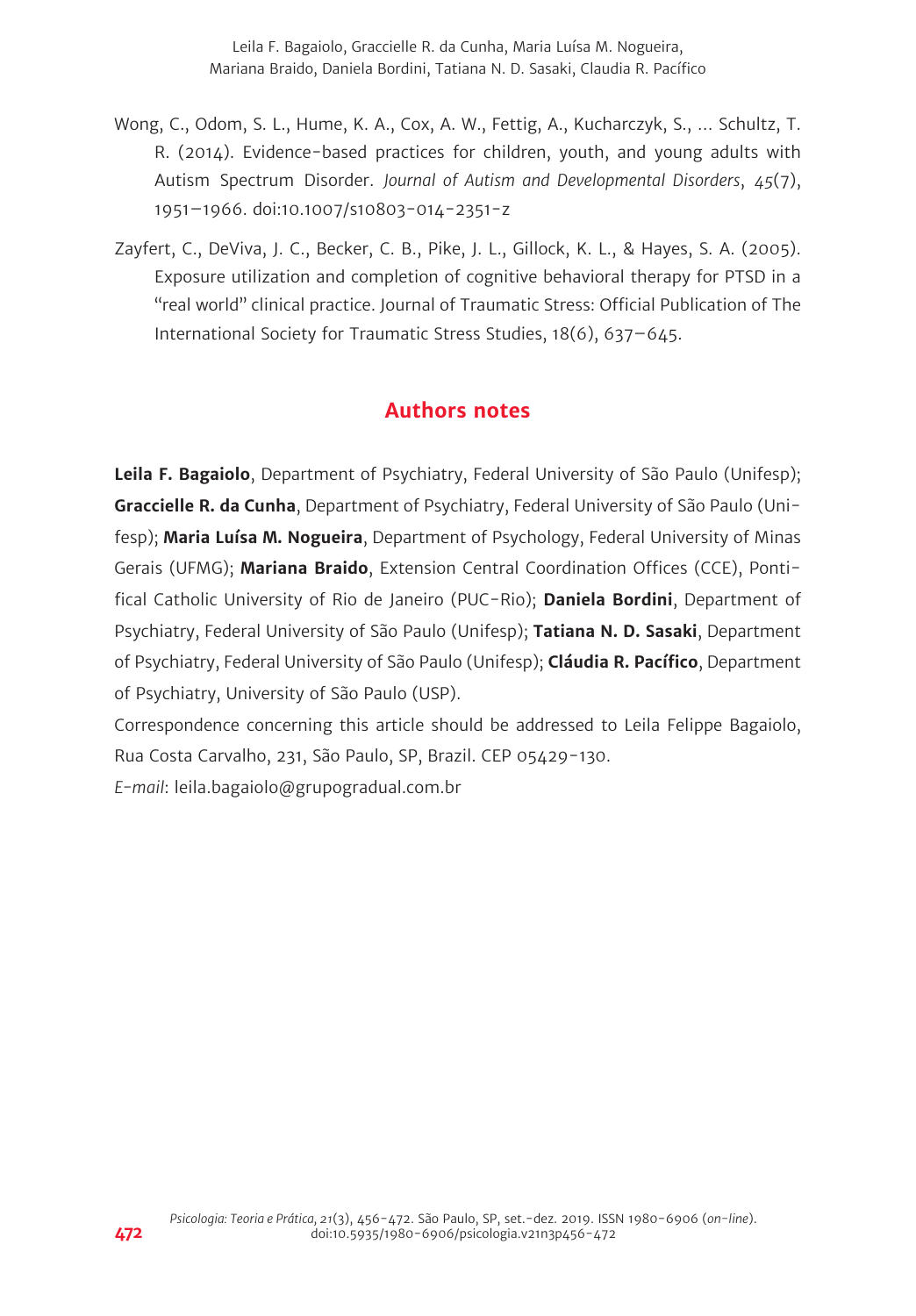Wong, C., Odom, S. L., Hume, K. A., Cox, A. W., Fettig, A., Kucharczyk, S., ... Schultz, T. R. (2014). Evidence-based practices for children, youth, and young adults with Autism Spectrum Disorder. *Journal of Autism and Developmental Disorders*, *45*(7), 1951–1966. doi:10.1007/s10803-014-2351-z

Zayfert, C., DeViva, J. C., Becker, C. B., Pike, J. L., Gillock, K. L., & Hayes, S. A. (2005). Exposure utilization and completion of cognitive behavioral therapy for PTSD in a "real world" clinical practice. Journal of Traumatic Stress: Official Publication of The International Society for Traumatic Stress Studies, 18(6), 637–645.

## Authors notes

**Leila F. Bagaiolo**, Department of Psychiatry, Federal University of São Paulo (Unifesp); **Graccielle R. da Cunha**, Department of Psychiatry, Federal University of São Paulo (Unifesp); **Maria Luísa M. Nogueira**, Department of Psychology, Federal University of Minas Gerais (UFMG); **Mariana Braido**, Extension Central Coordination Offices (CCE), Pontifical Catholic University of Rio de Janeiro (PUC-Rio); **Daniela Bordini**, Department of Psychiatry, Federal University of São Paulo (Unifesp); **Tatiana N. D. Sasaki**, Department of Psychiatry, Federal University of São Paulo (Unifesp); **Cláudia R. Pacífico**, Department of Psychiatry, University of São Paulo (USP).

Correspondence concerning this article should be addressed to Leila Felippe Bagaiolo, Rua Costa Carvalho, 231, São Paulo, SP, Brazil. CEP 05429-130.

*E-mail*: leila.bagaiolo@grupogradual.com.br